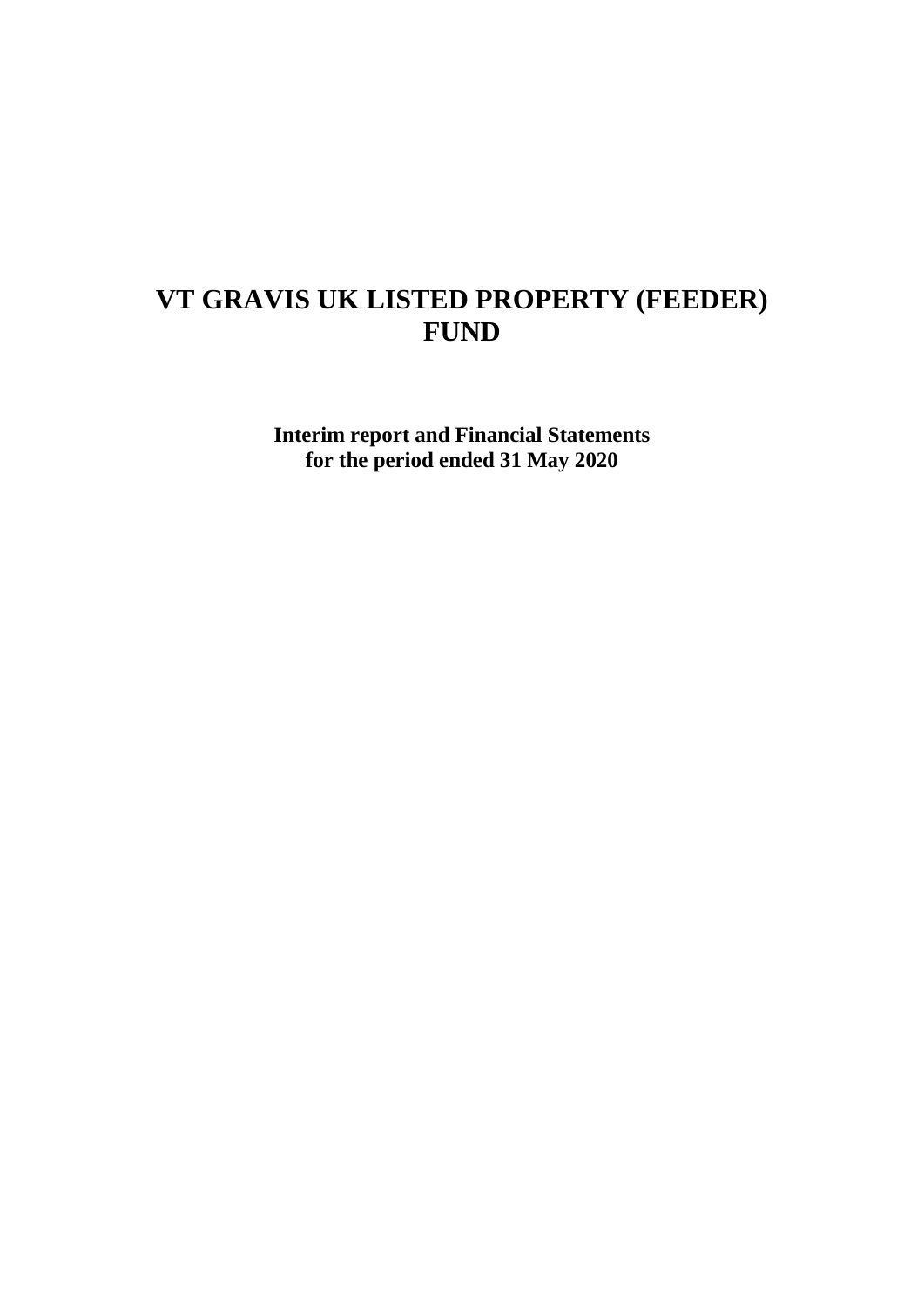# VT GRAVIS UK LISTED PROPERTY (FEEDER) FUND

**Interim report and Financial Statements for the period ended 31 May 2020**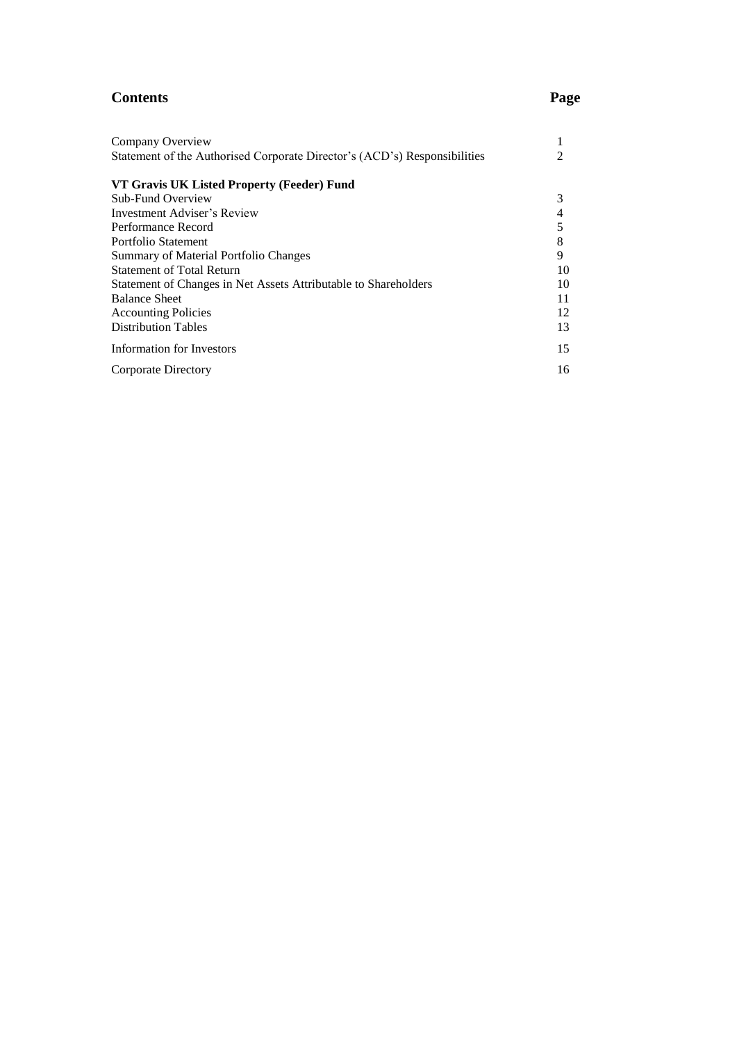# Contents

| | Page |
|---|---|
| Company Overview | 1 |
| Statement of the Authorised Corporate Director's (ACD's) Responsibilities | 2 |
| **VT Gravis UK Listed Property (Feeder) Fund** | |
| Sub-Fund Overview | 3 |
| Investment Adviser's Review | 4 |
| Performance Record | 5 |
| Portfolio Statement | 8 |
| Summary of Material Portfolio Changes | 9 |
| Statement of Total Return | 10 |
| Statement of Changes in Net Assets Attributable to Shareholders | 10 |
| Balance Sheet | 11 |
| Accounting Policies | 12 |
| Distribution Tables | 13 |
| Information for Investors | 15 |
| Corporate Directory | 16 |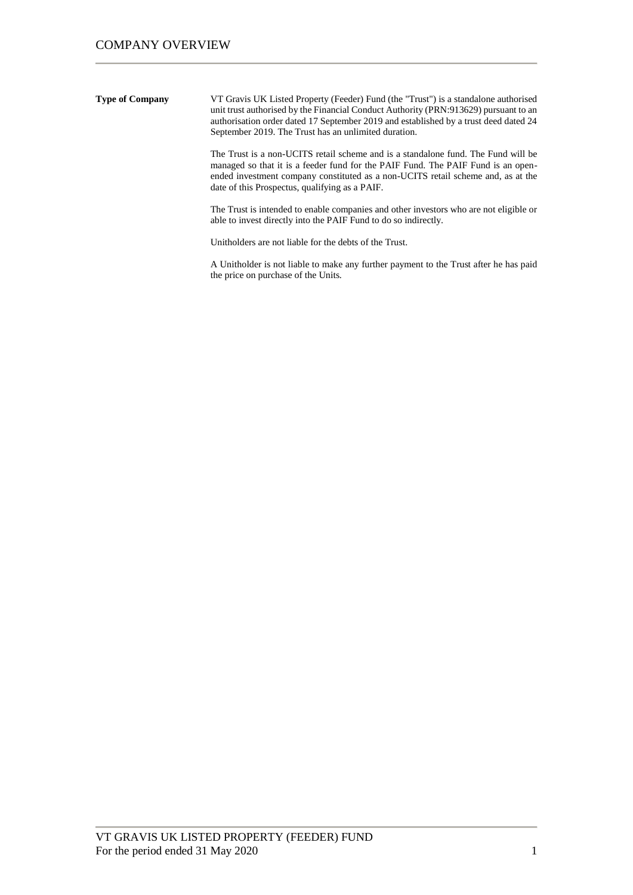# COMPANY OVERVIEW

**Type of Company**

VT Gravis UK Listed Property (Feeder) Fund (the "Trust") is a standalone authorised unit trust authorised by the Financial Conduct Authority (PRN:913629) pursuant to an authorisation order dated 17 September 2019 and established by a trust deed dated 24 September 2019. The Trust has an unlimited duration.

The Trust is a non-UCITS retail scheme and is a standalone fund. The Fund will be managed so that it is a feeder fund for the PAIF Fund. The PAIF Fund is an open-ended investment company constituted as a non-UCITS retail scheme and, as at the date of this Prospectus, qualifying as a PAIF.

The Trust is intended to enable companies and other investors who are not eligible or able to invest directly into the PAIF Fund to do so indirectly.

Unitholders are not liable for the debts of the Trust.

A Unitholder is not liable to make any further payment to the Trust after he has paid the price on purchase of the Units.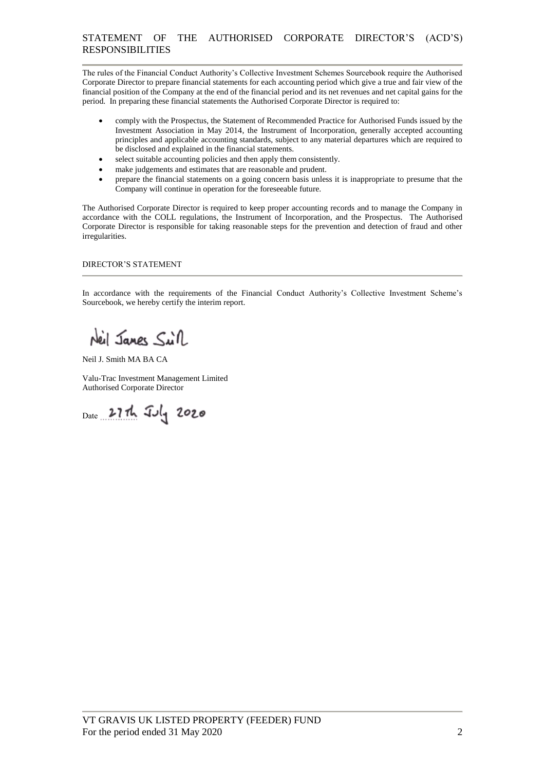## STATEMENT OF THE AUTHORISED CORPORATE DIRECTOR'S (ACD'S) RESPONSIBILITIES

The rules of the Financial Conduct Authority's Collective Investment Schemes Sourcebook require the Authorised Corporate Director to prepare financial statements for each accounting period which give a true and fair view of the financial position of the Company at the end of the financial period and its net revenues and net capital gains for the period. In preparing these financial statements the Authorised Corporate Director is required to:

- comply with the Prospectus, the Statement of Recommended Practice for Authorised Funds issued by the Investment Association in May 2014, the Instrument of Incorporation, generally accepted accounting principles and applicable accounting standards, subject to any material departures which are required to be disclosed and explained in the financial statements.
- select suitable accounting policies and then apply them consistently.
- make judgements and estimates that are reasonable and prudent.
- prepare the financial statements on a going concern basis unless it is inappropriate to presume that the Company will continue in operation for the foreseeable future.

The Authorised Corporate Director is required to keep proper accounting records and to manage the Company in accordance with the COLL regulations, the Instrument of Incorporation, and the Prospectus. The Authorised Corporate Director is responsible for taking reasonable steps for the prevention and detection of fraud and other irregularities.

## DIRECTOR'S STATEMENT

In accordance with the requirements of the Financial Conduct Authority's Collective Investment Scheme's Sourcebook, we hereby certify the interim report.

Neil James Smith

Neil J. Smith MA BA CA

Valu-Trac Investment Management Limited
Authorised Corporate Director

Date 27th July 2020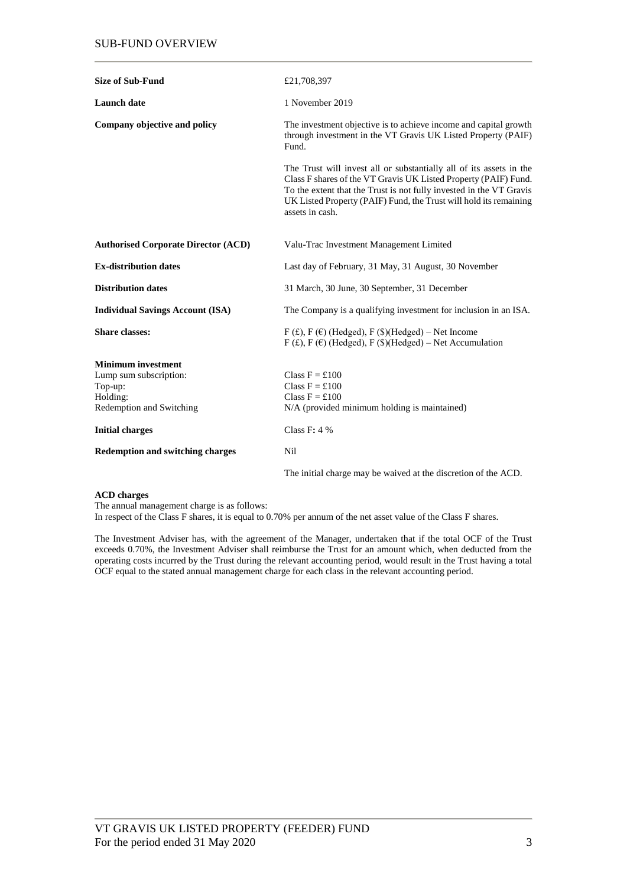## SUB-FUND OVERVIEW

| | |
|---|---|
| **Size of Sub-Fund** | £21,708,397 |
| **Launch date** | 1 November 2019 |
| **Company objective and policy** | The investment objective is to achieve income and capital growth through investment in the VT Gravis UK Listed Property (PAIF) Fund.<br><br>The Trust will invest all or substantially all of its assets in the Class F shares of the VT Gravis UK Listed Property (PAIF) Fund. To the extent that the Trust is not fully invested in the VT Gravis UK Listed Property (PAIF) Fund, the Trust will hold its remaining assets in cash. |
| **Authorised Corporate Director (ACD)** | Valu-Trac Investment Management Limited |
| **Ex-distribution dates** | Last day of February, 31 May, 31 August, 30 November |
| **Distribution dates** | 31 March, 30 June, 30 September, 31 December |
| **Individual Savings Account (ISA)** | The Company is a qualifying investment for inclusion in an ISA. |
| **Share classes:** | F (£), F (€) (Hedged), F ($)(Hedged) – Net Income<br>F (£), F (€) (Hedged), F ($)(Hedged) – Net Accumulation |
| **Minimum investment** | |
| Lump sum subscription: | Class F = £100 |
| Top-up: | Class F = £100 |
| Holding: | Class F = £100 |
| Redemption and Switching | N/A (provided minimum holding is maintained) |
| **Initial charges** | Class F**:** 4 % |
| **Redemption and switching charges** | Nil |
| | The initial charge may be waived at the discretion of the ACD. |

**ACD charges**

The annual management charge is as follows:

In respect of the Class F shares, it is equal to 0.70% per annum of the net asset value of the Class F shares.

The Investment Adviser has, with the agreement of the Manager, undertaken that if the total OCF of the Trust exceeds 0.70%, the Investment Adviser shall reimburse the Trust for an amount which, when deducted from the operating costs incurred by the Trust during the relevant accounting period, would result in the Trust having a total OCF equal to the stated annual management charge for each class in the relevant accounting period.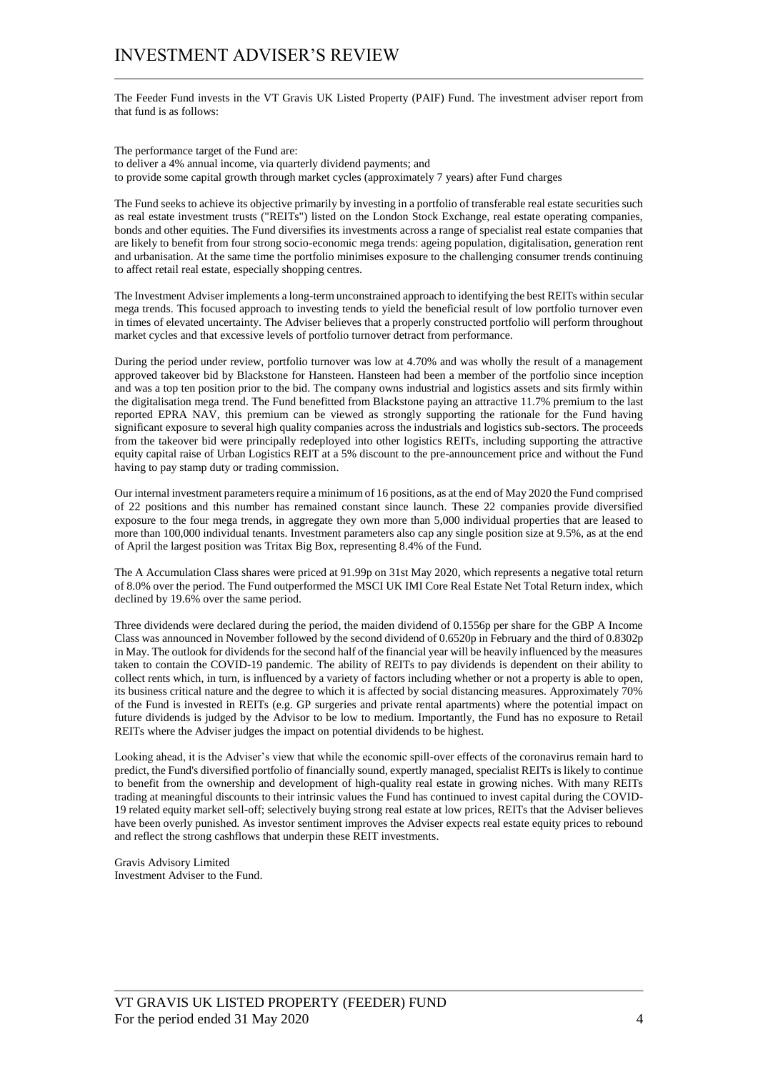# INVESTMENT ADVISER'S REVIEW

The Feeder Fund invests in the VT Gravis UK Listed Property (PAIF) Fund. The investment adviser report from that fund is as follows:

The performance target of the Fund are:
to deliver a 4% annual income, via quarterly dividend payments; and
to provide some capital growth through market cycles (approximately 7 years) after Fund charges

The Fund seeks to achieve its objective primarily by investing in a portfolio of transferable real estate securities such as real estate investment trusts ("REITs") listed on the London Stock Exchange, real estate operating companies, bonds and other equities. The Fund diversifies its investments across a range of specialist real estate companies that are likely to benefit from four strong socio-economic mega trends: ageing population, digitalisation, generation rent and urbanisation. At the same time the portfolio minimises exposure to the challenging consumer trends continuing to affect retail real estate, especially shopping centres.

The Investment Adviser implements a long-term unconstrained approach to identifying the best REITs within secular mega trends. This focused approach to investing tends to yield the beneficial result of low portfolio turnover even in times of elevated uncertainty. The Adviser believes that a properly constructed portfolio will perform throughout market cycles and that excessive levels of portfolio turnover detract from performance.

During the period under review, portfolio turnover was low at 4.70% and was wholly the result of a management approved takeover bid by Blackstone for Hansteen. Hansteen had been a member of the portfolio since inception and was a top ten position prior to the bid. The company owns industrial and logistics assets and sits firmly within the digitalisation mega trend. The Fund benefitted from Blackstone paying an attractive 11.7% premium to the last reported EPRA NAV, this premium can be viewed as strongly supporting the rationale for the Fund having significant exposure to several high quality companies across the industrials and logistics sub-sectors. The proceeds from the takeover bid were principally redeployed into other logistics REITs, including supporting the attractive equity capital raise of Urban Logistics REIT at a 5% discount to the pre-announcement price and without the Fund having to pay stamp duty or trading commission.

Our internal investment parameters require a minimum of 16 positions, as at the end of May 2020 the Fund comprised of 22 positions and this number has remained constant since launch. These 22 companies provide diversified exposure to the four mega trends, in aggregate they own more than 5,000 individual properties that are leased to more than 100,000 individual tenants. Investment parameters also cap any single position size at 9.5%, as at the end of April the largest position was Tritax Big Box, representing 8.4% of the Fund.

The A Accumulation Class shares were priced at 91.99p on 31st May 2020, which represents a negative total return of 8.0% over the period. The Fund outperformed the MSCI UK IMI Core Real Estate Net Total Return index, which declined by 19.6% over the same period.

Three dividends were declared during the period, the maiden dividend of 0.1556p per share for the GBP A Income Class was announced in November followed by the second dividend of 0.6520p in February and the third of 0.8302p in May. The outlook for dividends for the second half of the financial year will be heavily influenced by the measures taken to contain the COVID-19 pandemic. The ability of REITs to pay dividends is dependent on their ability to collect rents which, in turn, is influenced by a variety of factors including whether or not a property is able to open, its business critical nature and the degree to which it is affected by social distancing measures. Approximately 70% of the Fund is invested in REITs (e.g. GP surgeries and private rental apartments) where the potential impact on future dividends is judged by the Advisor to be low to medium. Importantly, the Fund has no exposure to Retail REITs where the Adviser judges the impact on potential dividends to be highest.

Looking ahead, it is the Adviser's view that while the economic spill-over effects of the coronavirus remain hard to predict, the Fund's diversified portfolio of financially sound, expertly managed, specialist REITs is likely to continue to benefit from the ownership and development of high-quality real estate in growing niches. With many REITs trading at meaningful discounts to their intrinsic values the Fund has continued to invest capital during the COVID-19 related equity market sell-off; selectively buying strong real estate at low prices, REITs that the Adviser believes have been overly punished. As investor sentiment improves the Adviser expects real estate equity prices to rebound and reflect the strong cashflows that underpin these REIT investments.

Gravis Advisory Limited
Investment Adviser to the Fund.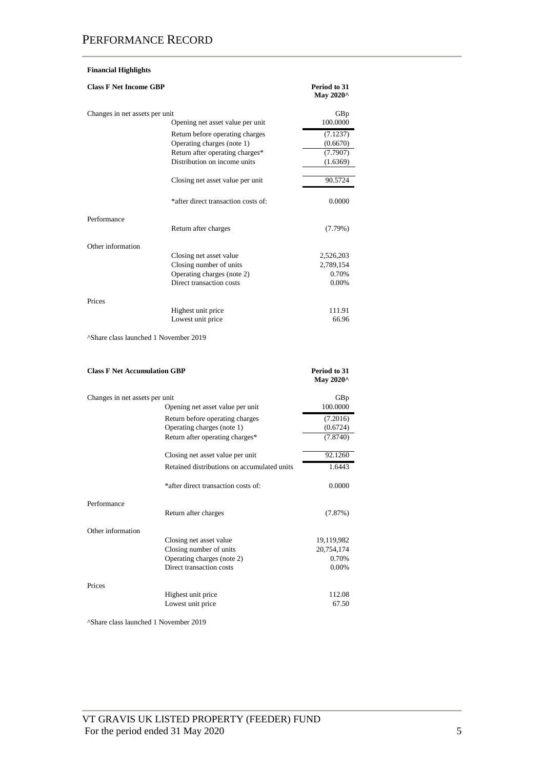# PERFORMANCE RECORD

**Financial Highlights**

| **Class F Net Income GBP** | | **Period to 31 May 2020^** |
|---|---|---|
| Changes in net assets per unit | | GBp |
| | Opening net asset value per unit | 100.0000 |
| | Return before operating charges | (7.1237) |
| | Operating charges (note 1) | (0.6670) |
| | Return after operating charges* | (7.7907) |
| | Distribution on income units | (1.6369) |
| | Closing net asset value per unit | 90.5724 |
| | *after direct transaction costs of: | 0.0000 |
| Performance | | |
| | Return after charges | (7.79%) |
| Other information | | |
| | Closing net asset value | 2,526,203 |
| | Closing number of units | 2,789,154 |
| | Operating charges (note 2) | 0.70% |
| | Direct transaction costs | 0.00% |
| Prices | | |
| | Highest unit price | 111.91 |
| | Lowest unit price | 66.96 |

^Share class launched 1 November 2019

| **Class F Net Accumulation GBP** | | **Period to 31 May 2020^** |
|---|---|---|
| Changes in net assets per unit | | GBp |
| | Opening net asset value per unit | 100.0000 |
| | Return before operating charges | (7.2016) |
| | Operating charges (note 1) | (0.6724) |
| | Return after operating charges* | (7.8740) |
| | Closing net asset value per unit | 92.1260 |
| | Retained distributions on accumulated units | 1.6443 |
| | *after direct transaction costs of: | 0.0000 |
| Performance | | |
| | Return after charges | (7.87%) |
| Other information | | |
| | Closing net asset value | 19,119,982 |
| | Closing number of units | 20,754,174 |
| | Operating charges (note 2) | 0.70% |
| | Direct transaction costs | 0.00% |
| Prices | | |
| | Highest unit price | 112.08 |
| | Lowest unit price | 67.50 |

^Share class launched 1 November 2019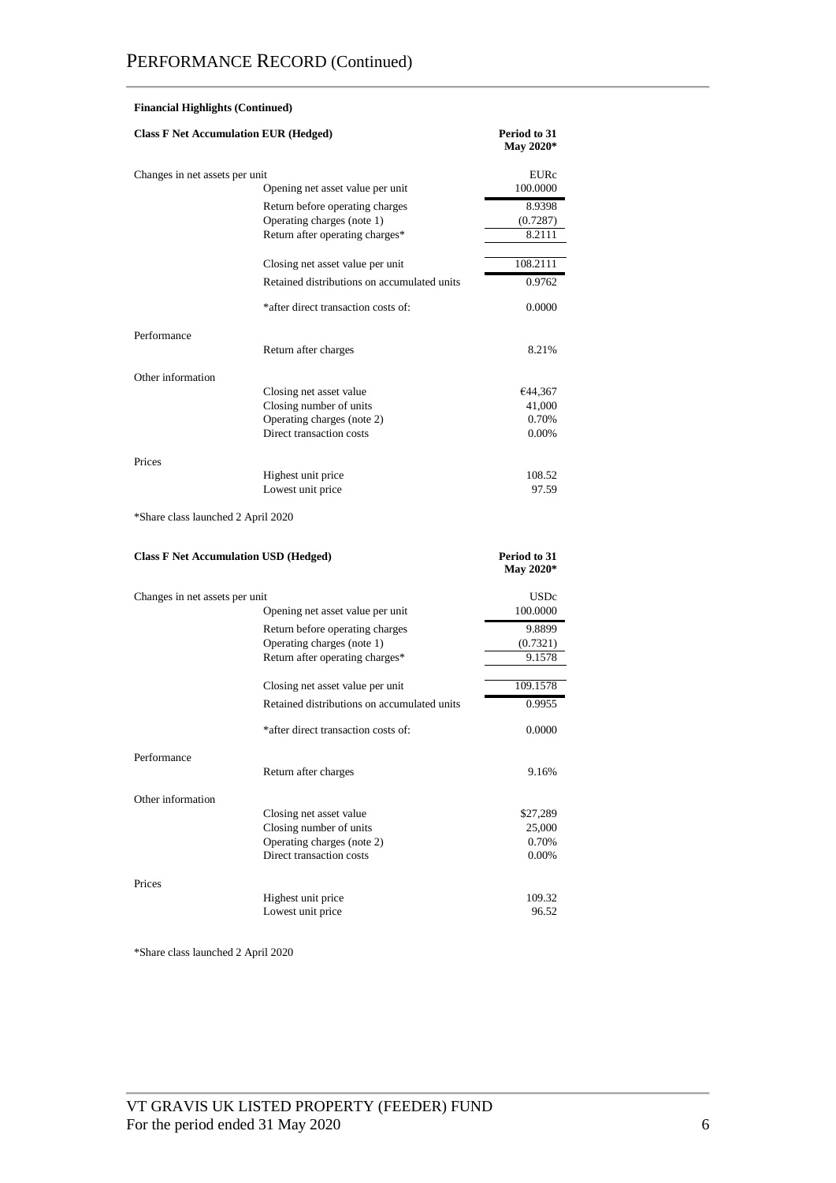# PERFORMANCE RECORD (Continued)

**Financial Highlights (Continued)**

| **Class F Net Accumulation EUR (Hedged)** | | **Period to 31 May 2020*** |
|---|---|---|
| Changes in net assets per unit | | EURc |
| | Opening net asset value per unit | 100.0000 |
| | Return before operating charges | 8.9398 |
| | Operating charges (note 1) | (0.7287) |
| | Return after operating charges* | 8.2111 |
| | Closing net asset value per unit | 108.2111 |
| | Retained distributions on accumulated units | 0.9762 |
| | *after direct transaction costs of: | 0.0000 |
| Performance | | |
| | Return after charges | 8.21% |
| Other information | | |
| | Closing net asset value | €44,367 |
| | Closing number of units | 41,000 |
| | Operating charges (note 2) | 0.70% |
| | Direct transaction costs | 0.00% |
| Prices | | |
| | Highest unit price | 108.52 |
| | Lowest unit price | 97.59 |

*Share class launched 2 April 2020

| **Class F Net Accumulation USD (Hedged)** | | **Period to 31 May 2020*** |
|---|---|---|
| Changes in net assets per unit | | USDc |
| | Opening net asset value per unit | 100.0000 |
| | Return before operating charges | 9.8899 |
| | Operating charges (note 1) | (0.7321) |
| | Return after operating charges* | 9.1578 |
| | Closing net asset value per unit | 109.1578 |
| | Retained distributions on accumulated units | 0.9955 |
| | *after direct transaction costs of: | 0.0000 |
| Performance | | |
| | Return after charges | 9.16% |
| Other information | | |
| | Closing net asset value | $27,289 |
| | Closing number of units | 25,000 |
| | Operating charges (note 2) | 0.70% |
| | Direct transaction costs | 0.00% |
| Prices | | |
| | Highest unit price | 109.32 |
| | Lowest unit price | 96.52 |

*Share class launched 2 April 2020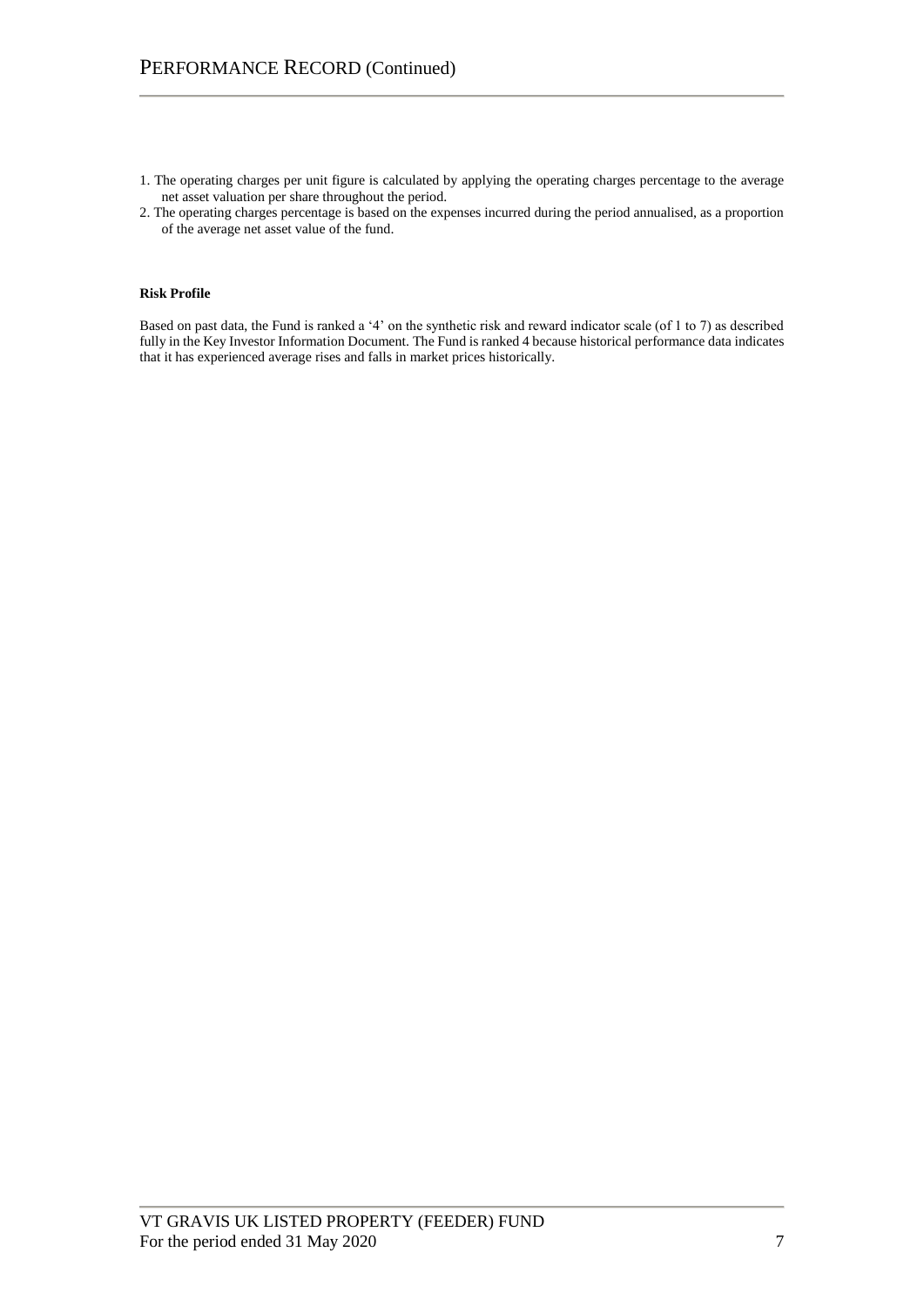1. The operating charges per unit figure is calculated by applying the operating charges percentage to the average net asset valuation per share throughout the period.
2. The operating charges percentage is based on the expenses incurred during the period annualised, as a proportion of the average net asset value of the fund.

**Risk Profile**

Based on past data, the Fund is ranked a '4' on the synthetic risk and reward indicator scale (of 1 to 7) as described fully in the Key Investor Information Document. The Fund is ranked 4 because historical performance data indicates that it has experienced average rises and falls in market prices historically.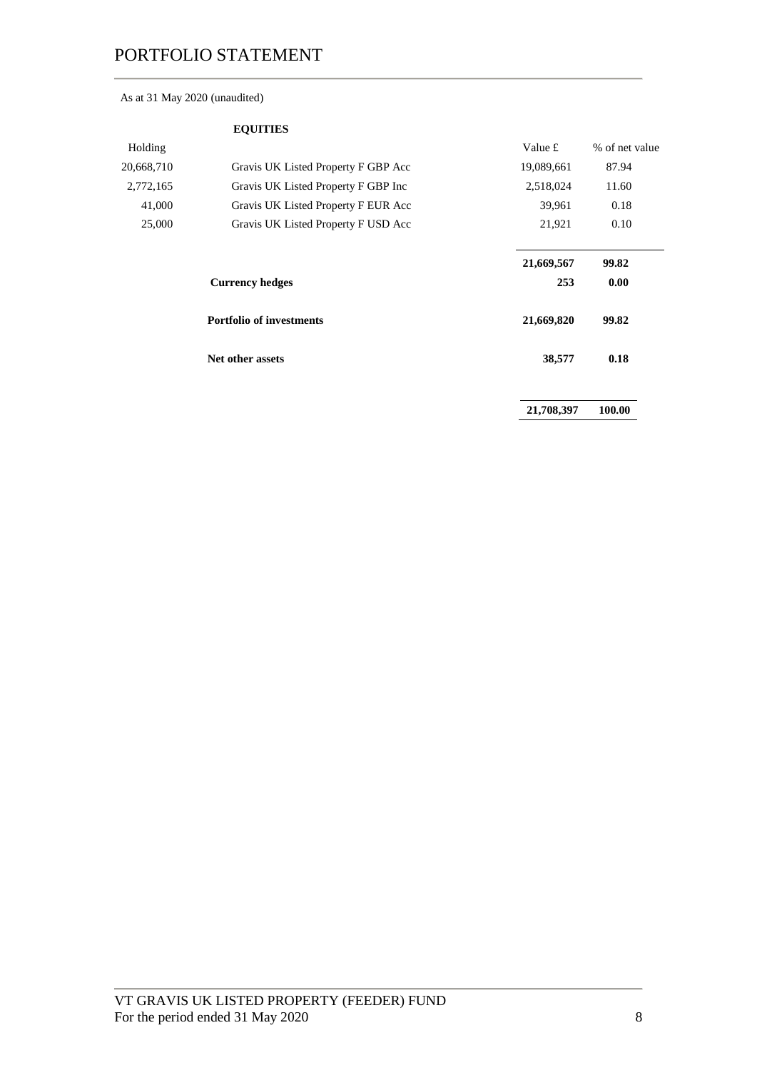# PORTFOLIO STATEMENT

As at 31 May 2020 (unaudited)

| Holding | EQUITIES | Value £ | % of net value |
|---|---|---|---|
| 20,668,710 | Gravis UK Listed Property F GBP Acc | 19,089,661 | 87.94 |
| 2,772,165 | Gravis UK Listed Property F GBP Inc | 2,518,024 | 11.60 |
| 41,000 | Gravis UK Listed Property F EUR Acc | 39,961 | 0.18 |
| 25,000 | Gravis UK Listed Property F USD Acc | 21,921 | 0.10 |
| | | **21,669,567** | **99.82** |
| | **Currency hedges** | **253** | **0.00** |
| | **Portfolio of investments** | **21,669,820** | **99.82** |
| | **Net other assets** | **38,577** | **0.18** |
| | | **21,708,397** | **100.00** |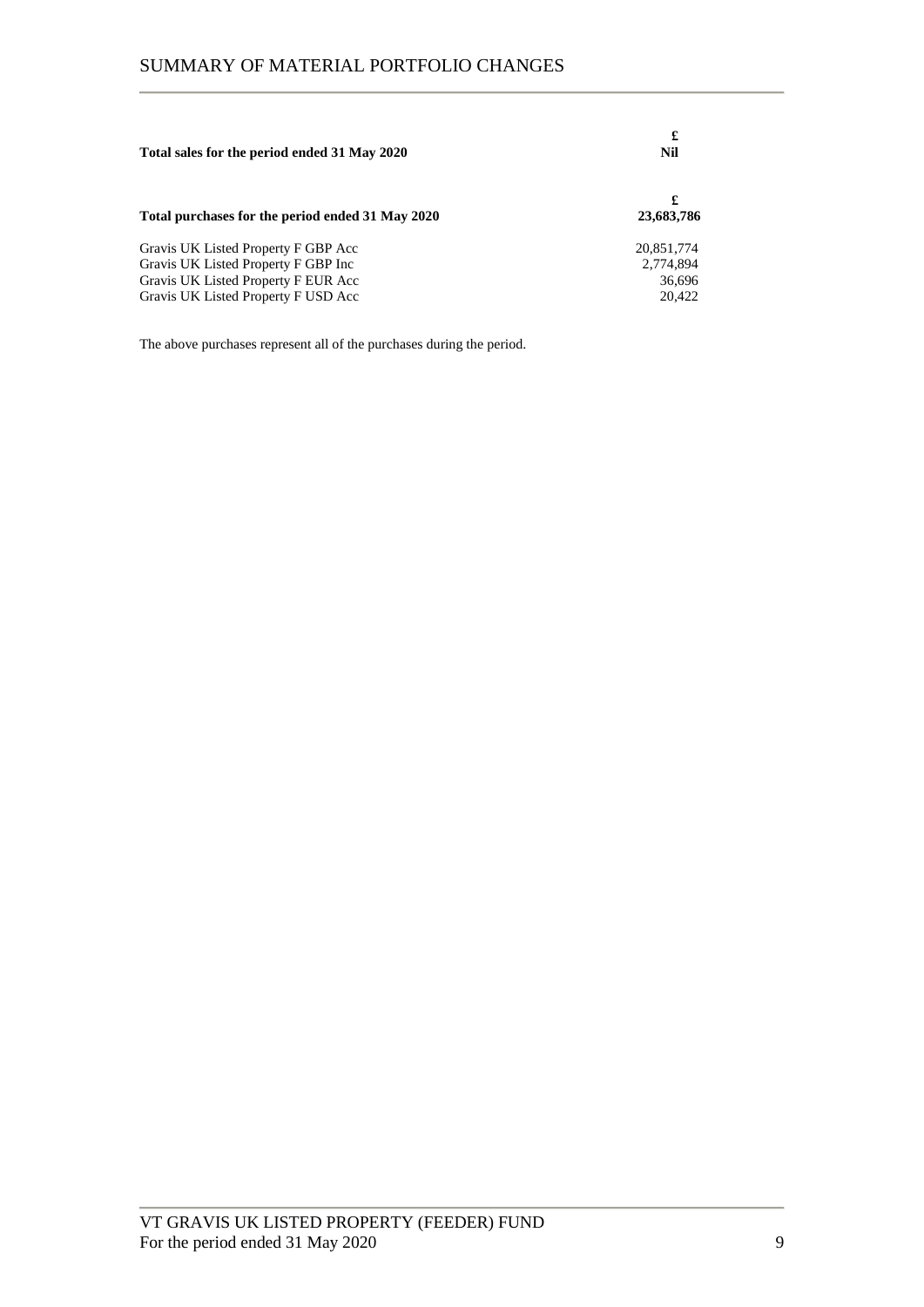# SUMMARY OF MATERIAL PORTFOLIO CHANGES

| | £ |
|---|---|
| **Total sales for the period ended 31 May 2020** | **Nil** |

| | £ |
|---|---|
| **Total purchases for the period ended 31 May 2020** | **23,683,786** |
| Gravis UK Listed Property F GBP Acc | 20,851,774 |
| Gravis UK Listed Property F GBP Inc | 2,774,894 |
| Gravis UK Listed Property F EUR Acc | 36,696 |
| Gravis UK Listed Property F USD Acc | 20,422 |

The above purchases represent all of the purchases during the period.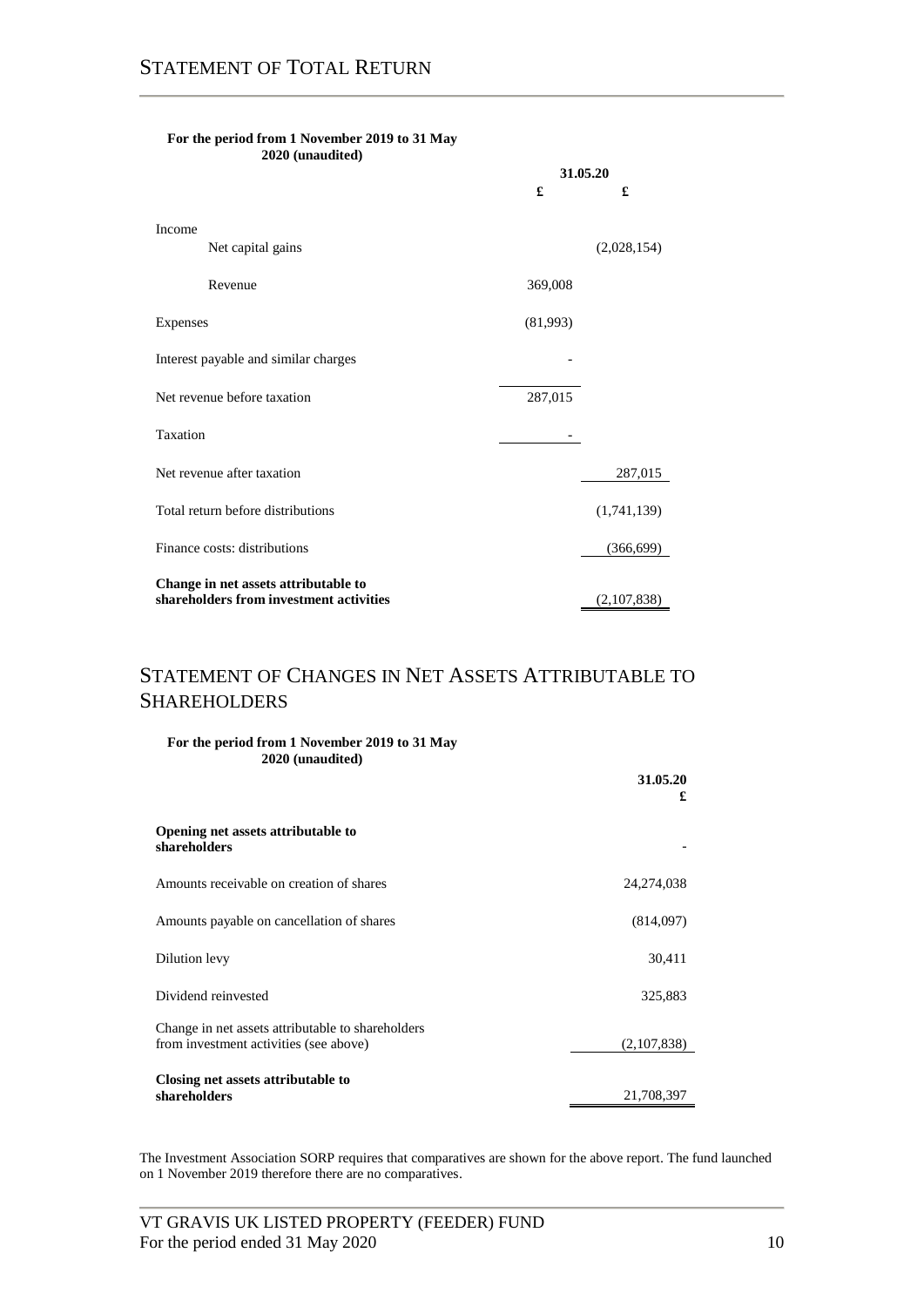# STATEMENT OF TOTAL RETURN

**For the period from 1 November 2019 to 31 May 2020 (unaudited)**

| | 31.05.20 | |
|---|---|---|
| | £ | £ |
| Income | | |
| Net capital gains | | (2,028,154) |
| Revenue | 369,008 | |
| Expenses | (81,993) | |
| Interest payable and similar charges | - | |
| Net revenue before taxation | 287,015 | |
| Taxation | - | |
| Net revenue after taxation | | 287,015 |
| Total return before distributions | | (1,741,139) |
| Finance costs: distributions | | (366,699) |
| **Change in net assets attributable to shareholders from investment activities** | | (2,107,838) |

# STATEMENT OF CHANGES IN NET ASSETS ATTRIBUTABLE TO SHAREHOLDERS

**For the period from 1 November 2019 to 31 May 2020 (unaudited)**

| | 31.05.20 £ |
|---|---|
| **Opening net assets attributable to shareholders** | - |
| Amounts receivable on creation of shares | 24,274,038 |
| Amounts payable on cancellation of shares | (814,097) |
| Dilution levy | 30,411 |
| Dividend reinvested | 325,883 |
| Change in net assets attributable to shareholders from investment activities (see above) | (2,107,838) |
| **Closing net assets attributable to shareholders** | 21,708,397 |

The Investment Association SORP requires that comparatives are shown for the above report. The fund launched on 1 November 2019 therefore there are no comparatives.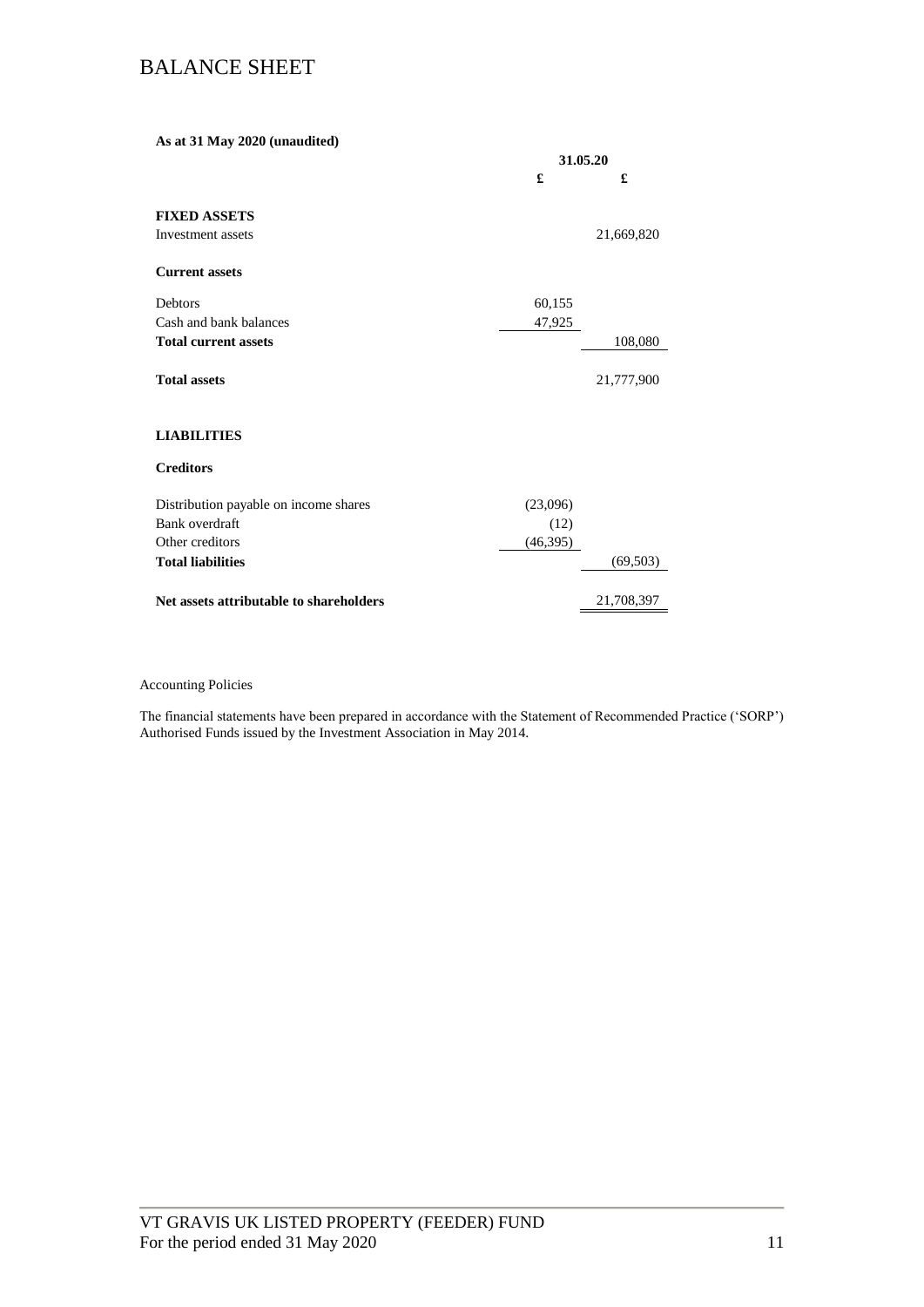# BALANCE SHEET

**As at 31 May 2020 (unaudited)**

| | 31.05.20 | |
|---|---|---|
| | £ | £ |
| **FIXED ASSETS** | | |
| Investment assets | | 21,669,820 |
| **Current assets** | | |
| Debtors | 60,155 | |
| Cash and bank balances | 47,925 | |
| **Total current assets** | | 108,080 |
| **Total assets** | | 21,777,900 |
| **LIABILITIES** | | |
| **Creditors** | | |
| Distribution payable on income shares | (23,096) | |
| Bank overdraft | (12) | |
| Other creditors | (46,395) | |
| **Total liabilities** | | (69,503) |
| **Net assets attributable to shareholders** | | 21,708,397 |

Accounting Policies

The financial statements have been prepared in accordance with the Statement of Recommended Practice ('SORP') Authorised Funds issued by the Investment Association in May 2014.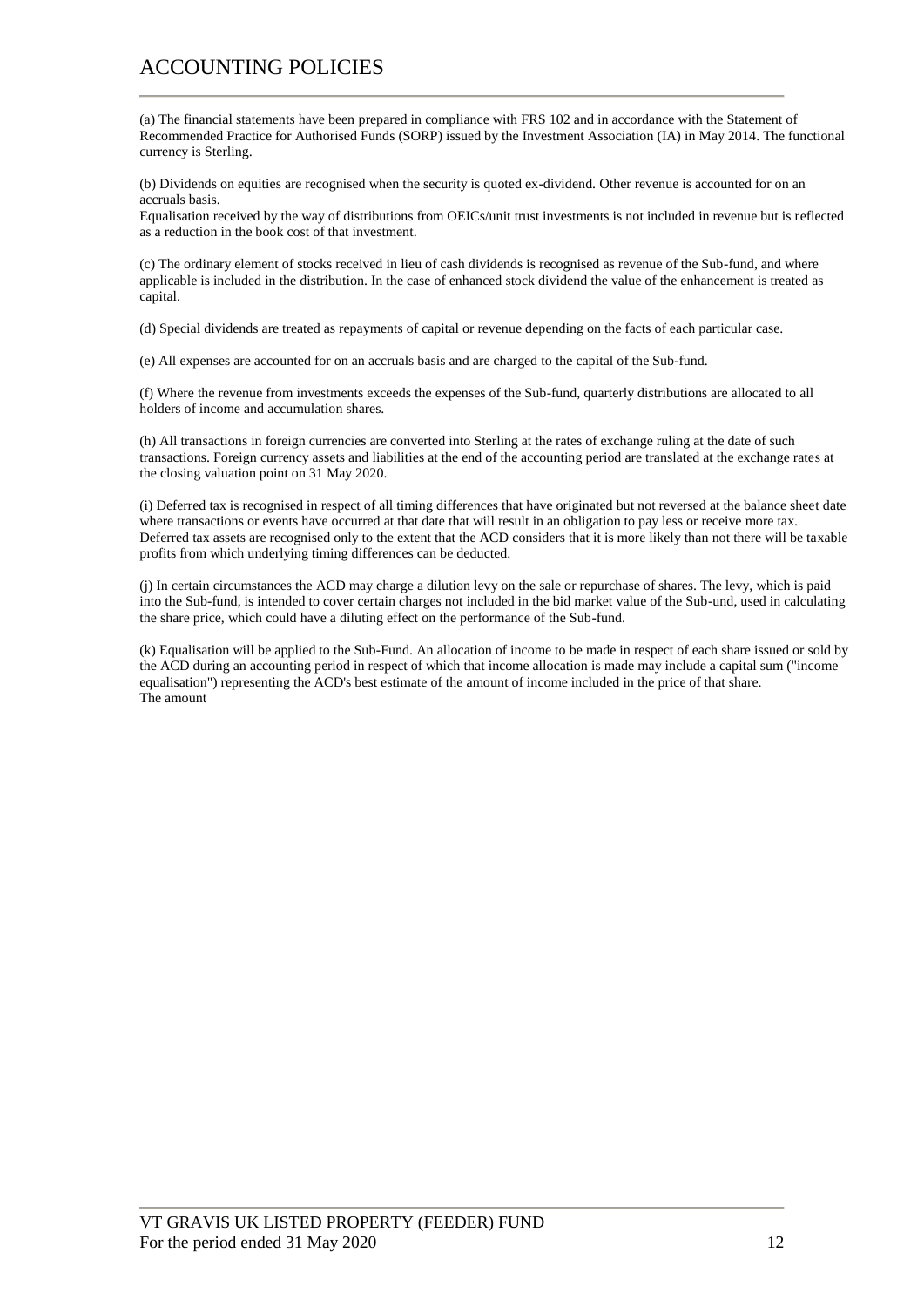# ACCOUNTING POLICIES

(a) The financial statements have been prepared in compliance with FRS 102 and in accordance with the Statement of Recommended Practice for Authorised Funds (SORP) issued by the Investment Association (IA) in May 2014. The functional currency is Sterling.

(b) Dividends on equities are recognised when the security is quoted ex-dividend. Other revenue is accounted for on an accruals basis.
Equalisation received by the way of distributions from OEICs/unit trust investments is not included in revenue but is reflected as a reduction in the book cost of that investment.

(c) The ordinary element of stocks received in lieu of cash dividends is recognised as revenue of the Sub-fund, and where applicable is included in the distribution. In the case of enhanced stock dividend the value of the enhancement is treated as capital.

(d) Special dividends are treated as repayments of capital or revenue depending on the facts of each particular case.

(e) All expenses are accounted for on an accruals basis and are charged to the capital of the Sub-fund.

(f) Where the revenue from investments exceeds the expenses of the Sub-fund, quarterly distributions are allocated to all holders of income and accumulation shares.

(h) All transactions in foreign currencies are converted into Sterling at the rates of exchange ruling at the date of such transactions. Foreign currency assets and liabilities at the end of the accounting period are translated at the exchange rates at the closing valuation point on 31 May 2020.

(i) Deferred tax is recognised in respect of all timing differences that have originated but not reversed at the balance sheet date where transactions or events have occurred at that date that will result in an obligation to pay less or receive more tax. Deferred tax assets are recognised only to the extent that the ACD considers that it is more likely than not there will be taxable profits from which underlying timing differences can be deducted.

(j) In certain circumstances the ACD may charge a dilution levy on the sale or repurchase of shares. The levy, which is paid into the Sub-fund, is intended to cover certain charges not included in the bid market value of the Sub-und, used in calculating the share price, which could have a diluting effect on the performance of the Sub-fund.

(k) Equalisation will be applied to the Sub-Fund. An allocation of income to be made in respect of each share issued or sold by the ACD during an accounting period in respect of which that income allocation is made may include a capital sum ("income equalisation") representing the ACD's best estimate of the amount of income included in the price of that share.
The amount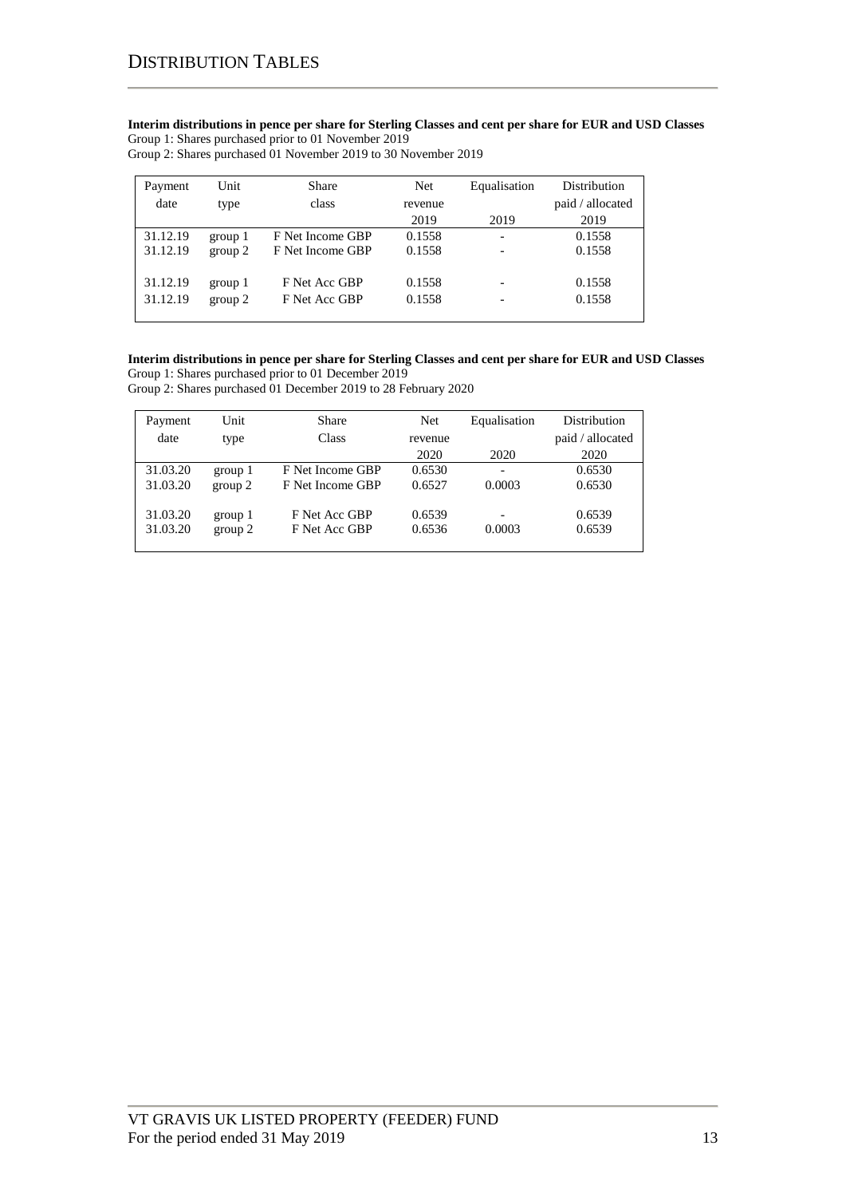# DISTRIBUTION TABLES

**Interim distributions in pence per share for Sterling Classes and cent per share for EUR and USD Classes**
Group 1: Shares purchased prior to 01 November 2019
Group 2: Shares purchased 01 November 2019 to 30 November 2019

| Payment date | Unit type | Share class | Net revenue 2019 | Equalisation 2019 | Distribution paid / allocated 2019 |
|---|---|---|---|---|---|
| 31.12.19 | group 1 | F Net Income GBP | 0.1558 | - | 0.1558 |
| 31.12.19 | group 2 | F Net Income GBP | 0.1558 | - | 0.1558 |
| 31.12.19 | group 1 | F Net Acc GBP | 0.1558 | - | 0.1558 |
| 31.12.19 | group 2 | F Net Acc GBP | 0.1558 | - | 0.1558 |

**Interim distributions in pence per share for Sterling Classes and cent per share for EUR and USD Classes**
Group 1: Shares purchased prior to 01 December 2019
Group 2: Shares purchased 01 December 2019 to 28 February 2020

| Payment date | Unit type | Share Class | Net revenue 2020 | Equalisation 2020 | Distribution paid / allocated 2020 |
|---|---|---|---|---|---|
| 31.03.20 | group 1 | F Net Income GBP | 0.6530 | - | 0.6530 |
| 31.03.20 | group 2 | F Net Income GBP | 0.6527 | 0.0003 | 0.6530 |
| 31.03.20 | group 1 | F Net Acc GBP | 0.6539 | - | 0.6539 |
| 31.03.20 | group 2 | F Net Acc GBP | 0.6536 | 0.0003 | 0.6539 |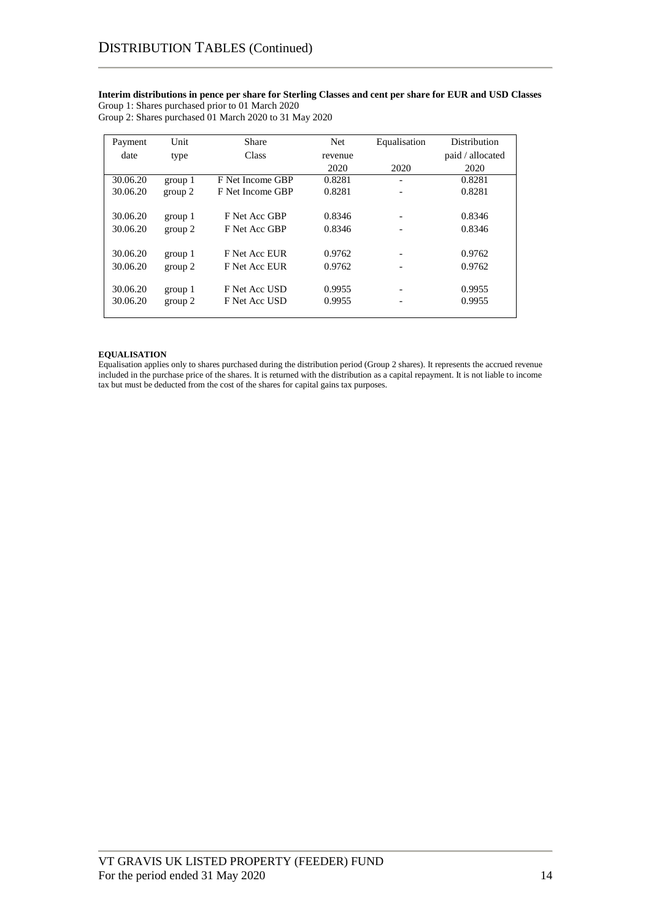# DISTRIBUTION TABLES (Continued)

**Interim distributions in pence per share for Sterling Classes and cent per share for EUR and USD Classes**

Group 1: Shares purchased prior to 01 March 2020

Group 2: Shares purchased 01 March 2020 to 31 May 2020

| Payment date | Unit type | Share Class | Net revenue 2020 | Equalisation 2020 | Distribution paid / allocated 2020 |
|---|---|---|---|---|---|
| 30.06.20 | group 1 | F Net Income GBP | 0.8281 | - | 0.8281 |
| 30.06.20 | group 2 | F Net Income GBP | 0.8281 | - | 0.8281 |
| 30.06.20 | group 1 | F Net Acc GBP | 0.8346 | - | 0.8346 |
| 30.06.20 | group 2 | F Net Acc GBP | 0.8346 | - | 0.8346 |
| 30.06.20 | group 1 | F Net Acc EUR | 0.9762 | - | 0.9762 |
| 30.06.20 | group 2 | F Net Acc EUR | 0.9762 | - | 0.9762 |
| 30.06.20 | group 1 | F Net Acc USD | 0.9955 | - | 0.9955 |
| 30.06.20 | group 2 | F Net Acc USD | 0.9955 | - | 0.9955 |

**EQUALISATION**

Equalisation applies only to shares purchased during the distribution period (Group 2 shares). It represents the accrued revenue included in the purchase price of the shares. It is returned with the distribution as a capital repayment. It is not liable to income tax but must be deducted from the cost of the shares for capital gains tax purposes.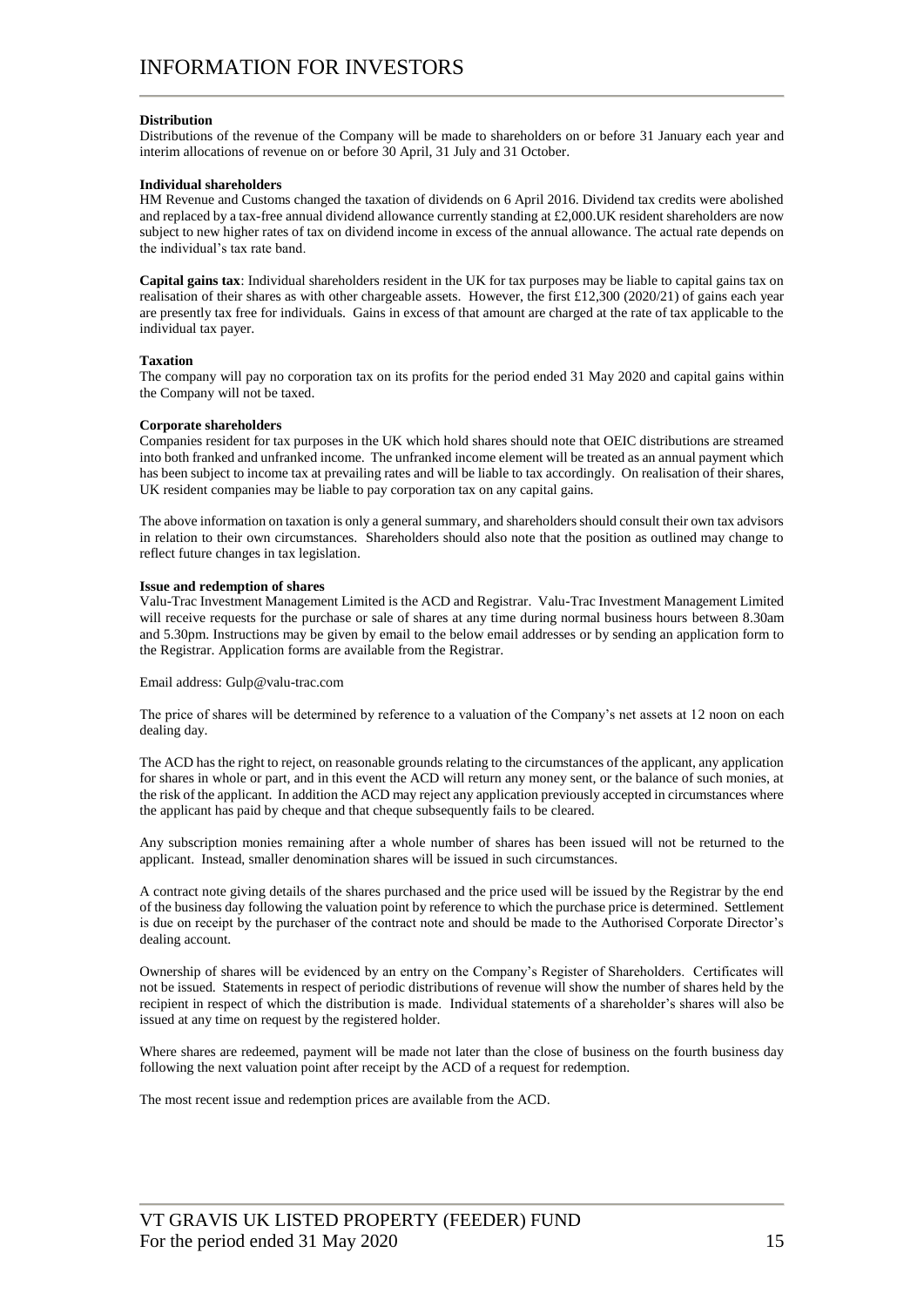# INFORMATION FOR INVESTORS

**Distribution**

Distributions of the revenue of the Company will be made to shareholders on or before 31 January each year and interim allocations of revenue on or before 30 April, 31 July and 31 October.

**Individual shareholders**

HM Revenue and Customs changed the taxation of dividends on 6 April 2016. Dividend tax credits were abolished and replaced by a tax-free annual dividend allowance currently standing at £2,000.UK resident shareholders are now subject to new higher rates of tax on dividend income in excess of the annual allowance. The actual rate depends on the individual's tax rate band.

**Capital gains tax**: Individual shareholders resident in the UK for tax purposes may be liable to capital gains tax on realisation of their shares as with other chargeable assets. However, the first £12,300 (2020/21) of gains each year are presently tax free for individuals. Gains in excess of that amount are charged at the rate of tax applicable to the individual tax payer.

**Taxation**

The company will pay no corporation tax on its profits for the period ended 31 May 2020 and capital gains within the Company will not be taxed.

**Corporate shareholders**

Companies resident for tax purposes in the UK which hold shares should note that OEIC distributions are streamed into both franked and unfranked income. The unfranked income element will be treated as an annual payment which has been subject to income tax at prevailing rates and will be liable to tax accordingly. On realisation of their shares, UK resident companies may be liable to pay corporation tax on any capital gains.

The above information on taxation is only a general summary, and shareholders should consult their own tax advisors in relation to their own circumstances. Shareholders should also note that the position as outlined may change to reflect future changes in tax legislation.

**Issue and redemption of shares**

Valu-Trac Investment Management Limited is the ACD and Registrar. Valu-Trac Investment Management Limited will receive requests for the purchase or sale of shares at any time during normal business hours between 8.30am and 5.30pm. Instructions may be given by email to the below email addresses or by sending an application form to the Registrar. Application forms are available from the Registrar.

Email address: Gulp@valu-trac.com

The price of shares will be determined by reference to a valuation of the Company's net assets at 12 noon on each dealing day.

The ACD has the right to reject, on reasonable grounds relating to the circumstances of the applicant, any application for shares in whole or part, and in this event the ACD will return any money sent, or the balance of such monies, at the risk of the applicant. In addition the ACD may reject any application previously accepted in circumstances where the applicant has paid by cheque and that cheque subsequently fails to be cleared.

Any subscription monies remaining after a whole number of shares has been issued will not be returned to the applicant. Instead, smaller denomination shares will be issued in such circumstances.

A contract note giving details of the shares purchased and the price used will be issued by the Registrar by the end of the business day following the valuation point by reference to which the purchase price is determined. Settlement is due on receipt by the purchaser of the contract note and should be made to the Authorised Corporate Director's dealing account.

Ownership of shares will be evidenced by an entry on the Company's Register of Shareholders. Certificates will not be issued. Statements in respect of periodic distributions of revenue will show the number of shares held by the recipient in respect of which the distribution is made. Individual statements of a shareholder's shares will also be issued at any time on request by the registered holder.

Where shares are redeemed, payment will be made not later than the close of business on the fourth business day following the next valuation point after receipt by the ACD of a request for redemption.

The most recent issue and redemption prices are available from the ACD.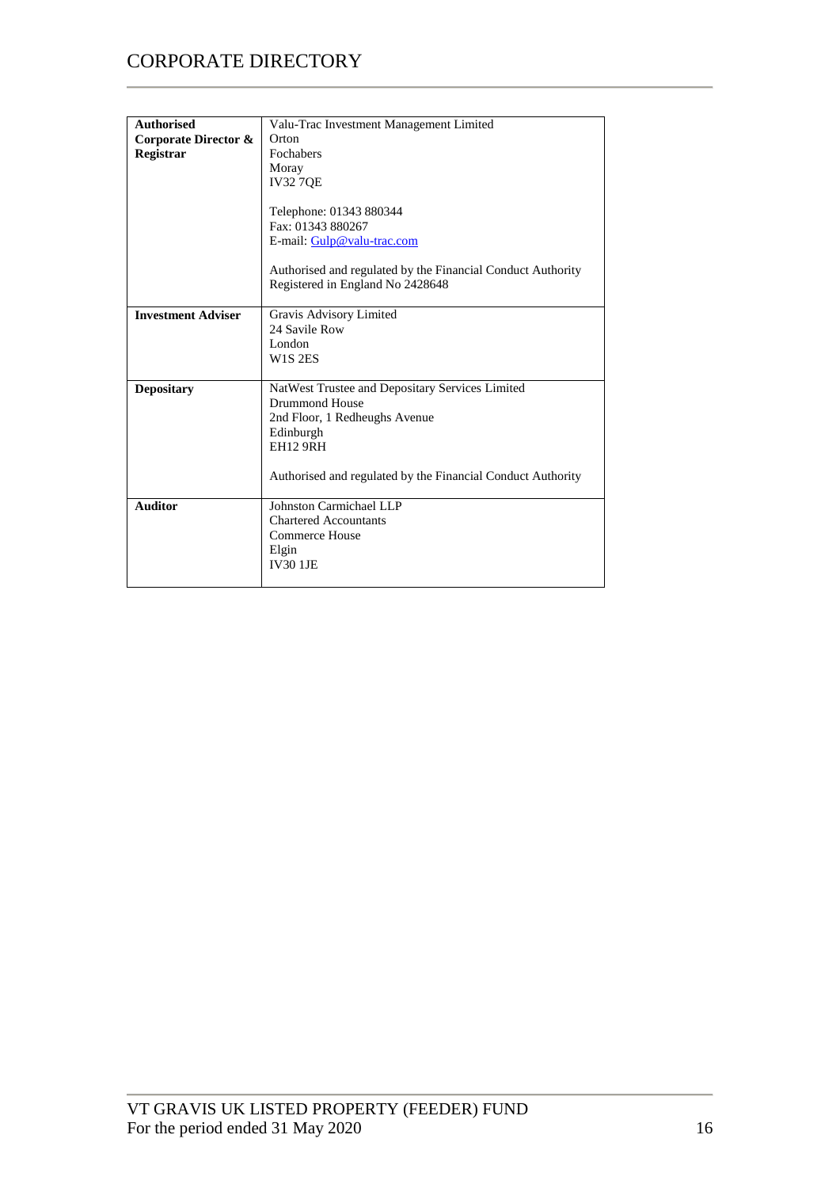# CORPORATE DIRECTORY

| | |
|---|---|
| **Authorised Corporate Director & Registrar** | Valu-Trac Investment Management Limited<br>Orton<br>Fochabers<br>Moray<br>IV32 7QE<br><br>Telephone: 01343 880344<br>Fax: 01343 880267<br>E-mail: Gulp@valu-trac.com<br><br>Authorised and regulated by the Financial Conduct Authority<br>Registered in England No 2428648 |
| **Investment Adviser** | Gravis Advisory Limited<br>24 Savile Row<br>London<br>W1S 2ES |
| **Depositary** | NatWest Trustee and Depositary Services Limited<br>Drummond House<br>2nd Floor, 1 Redheughs Avenue<br>Edinburgh<br>EH12 9RH<br><br>Authorised and regulated by the Financial Conduct Authority |
| **Auditor** | Johnston Carmichael LLP<br>Chartered Accountants<br>Commerce House<br>Elgin<br>IV30 1JE |